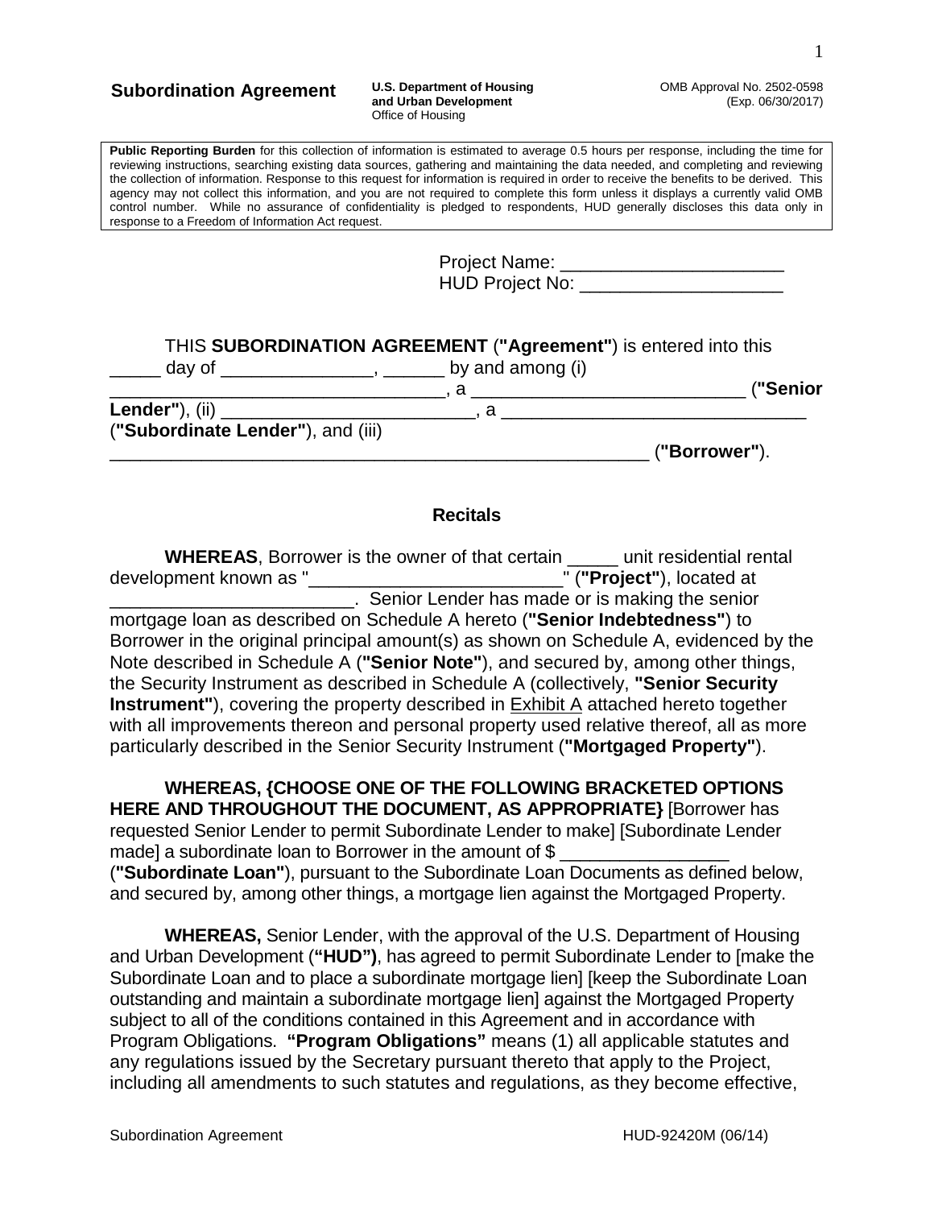**Subordination Agreement** | **U.S. Department of Housing and Urban Development** Office of Housing | OMB Approval No. 2502-0598 (Exp. 06/30/2017)

**Public Reporting Burden** for this collection of information is estimated to average 0.5 hours per response, including the time for reviewing instructions, searching existing data sources, gathering and maintaining the data needed, and completing and reviewing the collection of information. Response to this request for information is required in order to receive the benefits to be derived. This agency may not collect this information, and you are not required to complete this form unless it displays a currently valid OMB control number. While no assurance of confidentiality is pledged to respondents, HUD generally discloses this data only in response to a Freedom of Information Act request.

Project Name: ______________________
HUD Project No: ____________________

THIS **SUBORDINATION AGREEMENT** (**"Agreement"**) is entered into this _____ day of _______________, ______ by and among (i) _________________________________, a ___________________________ (**"Senior Lender"**), (ii) _________________________, a ______________________________ (**"Subordinate Lender"**), and (iii) ______________________________________________________ (**"Borrower"**).

## Recitals

**WHEREAS**, Borrower is the owner of that certain _____ unit residential rental development known as "_________________________" (**"Project"**), located at ________________________. Senior Lender has made or is making the senior mortgage loan as described on Schedule A hereto (**"Senior Indebtedness"**) to Borrower in the original principal amount(s) as shown on Schedule A, evidenced by the Note described in Schedule A (**"Senior Note"**), and secured by, among other things, the Security Instrument as described in Schedule A (collectively, **"Senior Security Instrument"**), covering the property described in <u>Exhibit A</u> attached hereto together with all improvements thereon and personal property used relative thereof, all as more particularly described in the Senior Security Instrument (**"Mortgaged Property"**).

**WHEREAS, {CHOOSE ONE OF THE FOLLOWING BRACKETED OPTIONS HERE AND THROUGHOUT THE DOCUMENT, AS APPROPRIATE}** [Borrower has requested Senior Lender to permit Subordinate Lender to make] [Subordinate Lender made] a subordinate loan to Borrower in the amount of $ _________________ (**"Subordinate Loan"**), pursuant to the Subordinate Loan Documents as defined below, and secured by, among other things, a mortgage lien against the Mortgaged Property.

**WHEREAS,** Senior Lender, with the approval of the U.S. Department of Housing and Urban Development (**"HUD")**, has agreed to permit Subordinate Lender to [make the Subordinate Loan and to place a subordinate mortgage lien] [keep the Subordinate Loan outstanding and maintain a subordinate mortgage lien] against the Mortgaged Property subject to all of the conditions contained in this Agreement and in accordance with Program Obligations. **"Program Obligations"** means (1) all applicable statutes and any regulations issued by the Secretary pursuant thereto that apply to the Project, including all amendments to such statutes and regulations, as they become effective,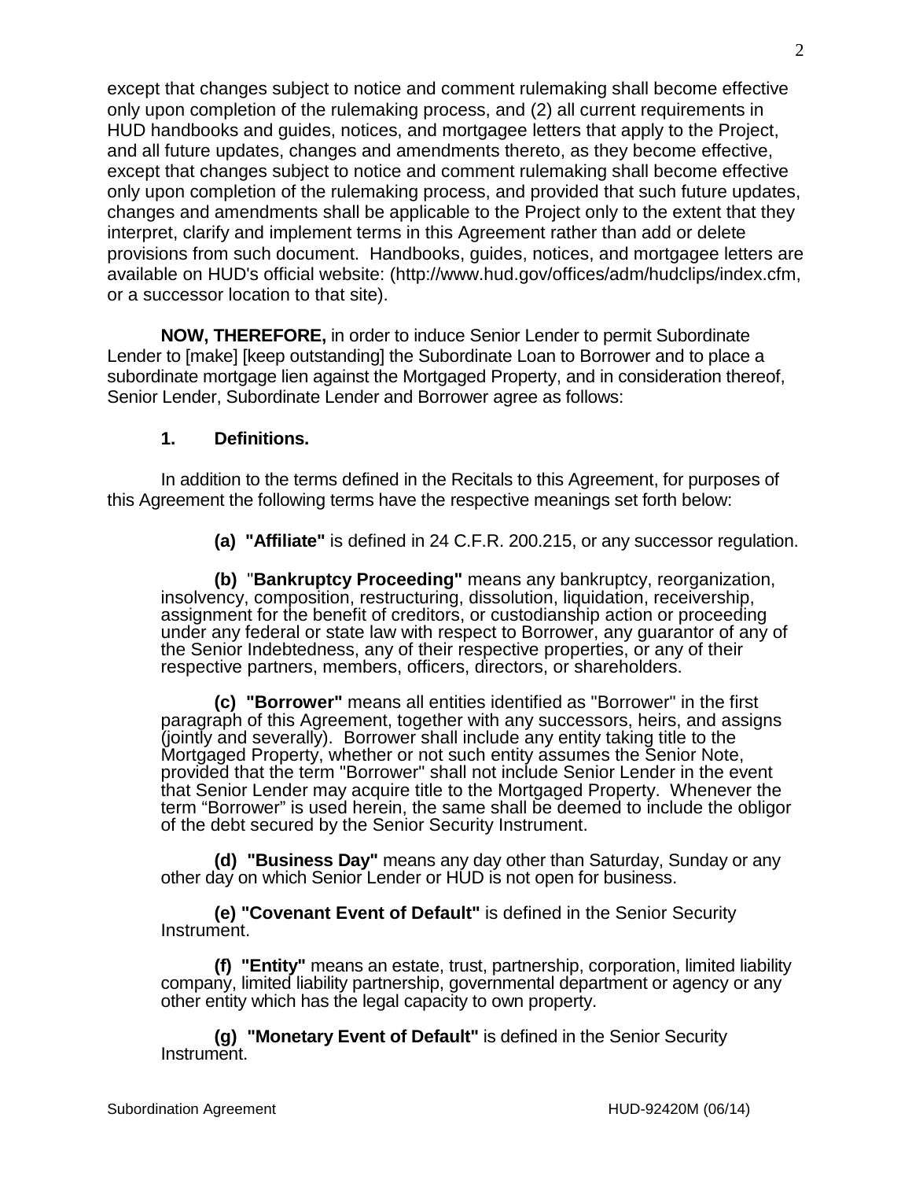except that changes subject to notice and comment rulemaking shall become effective only upon completion of the rulemaking process, and (2) all current requirements in HUD handbooks and guides, notices, and mortgagee letters that apply to the Project, and all future updates, changes and amendments thereto, as they become effective, except that changes subject to notice and comment rulemaking shall become effective only upon completion of the rulemaking process, and provided that such future updates, changes and amendments shall be applicable to the Project only to the extent that they interpret, clarify and implement terms in this Agreement rather than add or delete provisions from such document. Handbooks, guides, notices, and mortgagee letters are available on HUD's official website: (http://www.hud.gov/offices/adm/hudclips/index.cfm, or a successor location to that site).

**NOW, THEREFORE,** in order to induce Senior Lender to permit Subordinate Lender to [make] [keep outstanding] the Subordinate Loan to Borrower and to place a subordinate mortgage lien against the Mortgaged Property, and in consideration thereof, Senior Lender, Subordinate Lender and Borrower agree as follows:

**1. Definitions.**

In addition to the terms defined in the Recitals to this Agreement, for purposes of this Agreement the following terms have the respective meanings set forth below:

**(a) "Affiliate"** is defined in 24 C.F.R. 200.215, or any successor regulation.

**(b) "Bankruptcy Proceeding"** means any bankruptcy, reorganization, insolvency, composition, restructuring, dissolution, liquidation, receivership, assignment for the benefit of creditors, or custodianship action or proceeding under any federal or state law with respect to Borrower, any guarantor of any of the Senior Indebtedness, any of their respective properties, or any of their respective partners, members, officers, directors, or shareholders.

**(c) "Borrower"** means all entities identified as "Borrower" in the first paragraph of this Agreement, together with any successors, heirs, and assigns (jointly and severally). Borrower shall include any entity taking title to the Mortgaged Property, whether or not such entity assumes the Senior Note, provided that the term "Borrower" shall not include Senior Lender in the event that Senior Lender may acquire title to the Mortgaged Property. Whenever the term "Borrower" is used herein, the same shall be deemed to include the obligor of the debt secured by the Senior Security Instrument.

**(d) "Business Day"** means any day other than Saturday, Sunday or any other day on which Senior Lender or HUD is not open for business.

**(e) "Covenant Event of Default"** is defined in the Senior Security Instrument.

**(f) "Entity"** means an estate, trust, partnership, corporation, limited liability company, limited liability partnership, governmental department or agency or any other entity which has the legal capacity to own property.

**(g) "Monetary Event of Default"** is defined in the Senior Security Instrument.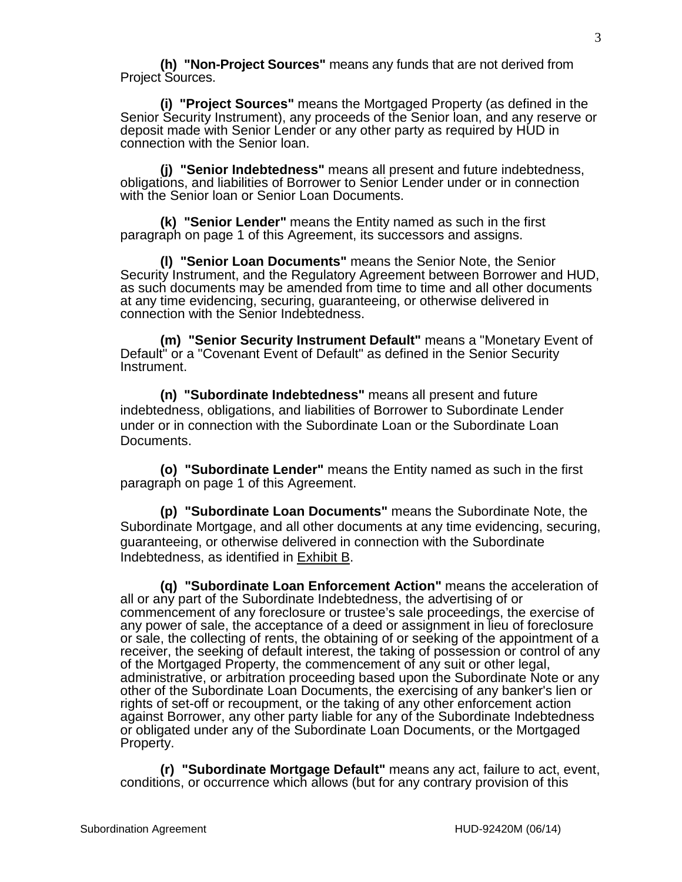**(h) "Non-Project Sources"** means any funds that are not derived from Project Sources.

**(i) "Project Sources"** means the Mortgaged Property (as defined in the Senior Security Instrument), any proceeds of the Senior loan, and any reserve or deposit made with Senior Lender or any other party as required by HUD in connection with the Senior loan.

**(j) "Senior Indebtedness"** means all present and future indebtedness, obligations, and liabilities of Borrower to Senior Lender under or in connection with the Senior loan or Senior Loan Documents.

**(k) "Senior Lender"** means the Entity named as such in the first paragraph on page 1 of this Agreement, its successors and assigns.

**(l) "Senior Loan Documents"** means the Senior Note, the Senior Security Instrument, and the Regulatory Agreement between Borrower and HUD, as such documents may be amended from time to time and all other documents at any time evidencing, securing, guaranteeing, or otherwise delivered in connection with the Senior Indebtedness.

**(m) "Senior Security Instrument Default"** means a "Monetary Event of Default" or a "Covenant Event of Default" as defined in the Senior Security Instrument.

**(n) "Subordinate Indebtedness"** means all present and future indebtedness, obligations, and liabilities of Borrower to Subordinate Lender under or in connection with the Subordinate Loan or the Subordinate Loan Documents.

**(o) "Subordinate Lender"** means the Entity named as such in the first paragraph on page 1 of this Agreement.

**(p) "Subordinate Loan Documents"** means the Subordinate Note, the Subordinate Mortgage, and all other documents at any time evidencing, securing, guaranteeing, or otherwise delivered in connection with the Subordinate Indebtedness, as identified in Exhibit B.

**(q) "Subordinate Loan Enforcement Action"** means the acceleration of all or any part of the Subordinate Indebtedness, the advertising of or commencement of any foreclosure or trustee's sale proceedings, the exercise of any power of sale, the acceptance of a deed or assignment in lieu of foreclosure or sale, the collecting of rents, the obtaining of or seeking of the appointment of a receiver, the seeking of default interest, the taking of possession or control of any of the Mortgaged Property, the commencement of any suit or other legal, administrative, or arbitration proceeding based upon the Subordinate Note or any other of the Subordinate Loan Documents, the exercising of any banker's lien or rights of set-off or recoupment, or the taking of any other enforcement action against Borrower, any other party liable for any of the Subordinate Indebtedness or obligated under any of the Subordinate Loan Documents, or the Mortgaged Property.

**(r) "Subordinate Mortgage Default"** means any act, failure to act, event, conditions, or occurrence which allows (but for any contrary provision of this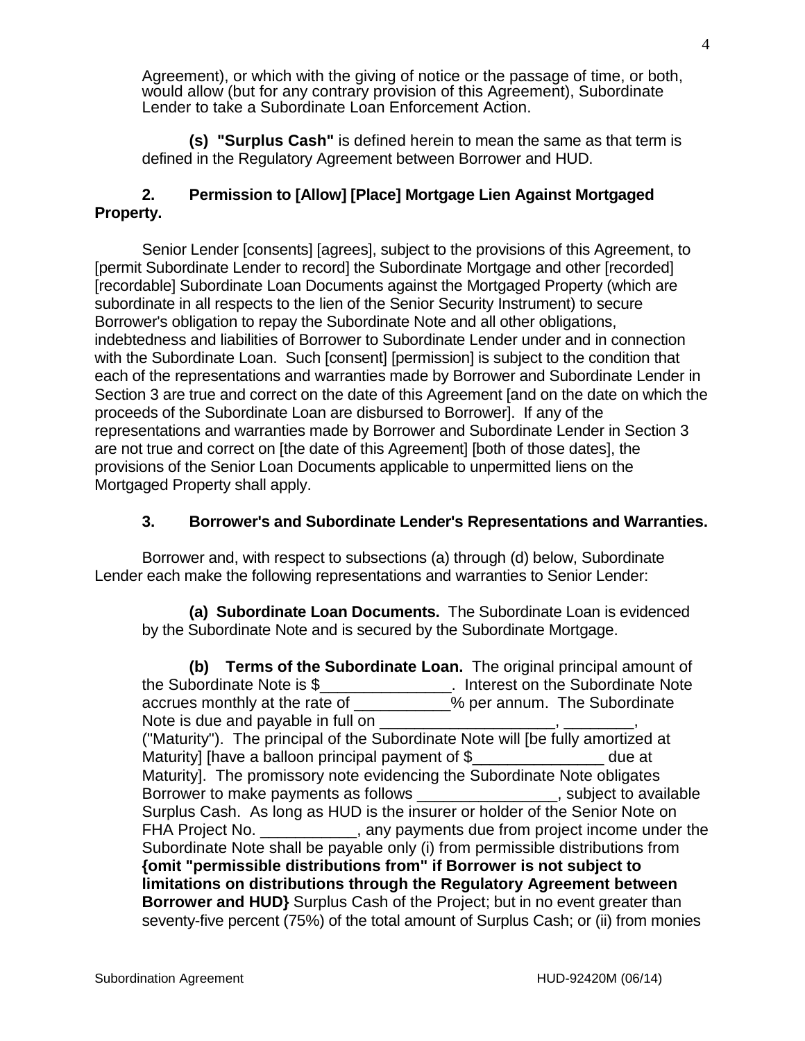Agreement), or which with the giving of notice or the passage of time, or both, would allow (but for any contrary provision of this Agreement), Subordinate Lender to take a Subordinate Loan Enforcement Action.

**(s) "Surplus Cash"** is defined herein to mean the same as that term is defined in the Regulatory Agreement between Borrower and HUD.

**2. Permission to [Allow] [Place] Mortgage Lien Against Mortgaged Property.**

Senior Lender [consents] [agrees], subject to the provisions of this Agreement, to [permit Subordinate Lender to record] the Subordinate Mortgage and other [recorded] [recordable] Subordinate Loan Documents against the Mortgaged Property (which are subordinate in all respects to the lien of the Senior Security Instrument) to secure Borrower's obligation to repay the Subordinate Note and all other obligations, indebtedness and liabilities of Borrower to Subordinate Lender under and in connection with the Subordinate Loan. Such [consent] [permission] is subject to the condition that each of the representations and warranties made by Borrower and Subordinate Lender in Section 3 are true and correct on the date of this Agreement [and on the date on which the proceeds of the Subordinate Loan are disbursed to Borrower]. If any of the representations and warranties made by Borrower and Subordinate Lender in Section 3 are not true and correct on [the date of this Agreement] [both of those dates], the provisions of the Senior Loan Documents applicable to unpermitted liens on the Mortgaged Property shall apply.

**3. Borrower's and Subordinate Lender's Representations and Warranties.**

Borrower and, with respect to subsections (a) through (d) below, Subordinate Lender each make the following representations and warranties to Senior Lender:

**(a) Subordinate Loan Documents.** The Subordinate Loan is evidenced by the Subordinate Note and is secured by the Subordinate Mortgage.

**(b) Terms of the Subordinate Loan.** The original principal amount of the Subordinate Note is $_______________. Interest on the Subordinate Note accrues monthly at the rate of ___________% per annum. The Subordinate Note is due and payable in full on ____________________, ________, ("Maturity"). The principal of the Subordinate Note will [be fully amortized at Maturity] [have a balloon principal payment of $_______________ due at Maturity]. The promissory note evidencing the Subordinate Note obligates Borrower to make payments as follows ________________, subject to available Surplus Cash. As long as HUD is the insurer or holder of the Senior Note on FHA Project No. ___________, any payments due from project income under the Subordinate Note shall be payable only (i) from permissible distributions from **{omit "permissible distributions from" if Borrower is not subject to limitations on distributions through the Regulatory Agreement between Borrower and HUD}** Surplus Cash of the Project; but in no event greater than seventy-five percent (75%) of the total amount of Surplus Cash; or (ii) from monies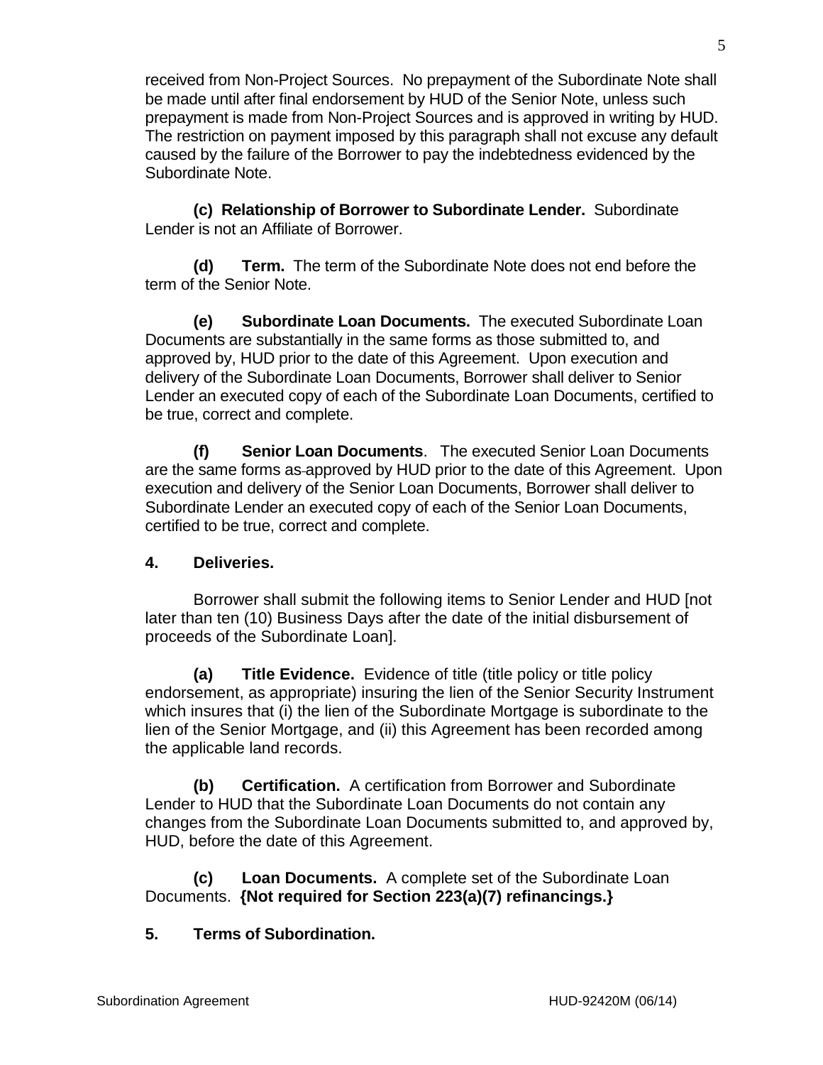received from Non-Project Sources. No prepayment of the Subordinate Note shall be made until after final endorsement by HUD of the Senior Note, unless such prepayment is made from Non-Project Sources and is approved in writing by HUD. The restriction on payment imposed by this paragraph shall not excuse any default caused by the failure of the Borrower to pay the indebtedness evidenced by the Subordinate Note.

**(c) Relationship of Borrower to Subordinate Lender.** Subordinate Lender is not an Affiliate of Borrower.

**(d) Term.** The term of the Subordinate Note does not end before the term of the Senior Note.

**(e) Subordinate Loan Documents.** The executed Subordinate Loan Documents are substantially in the same forms as those submitted to, and approved by, HUD prior to the date of this Agreement. Upon execution and delivery of the Subordinate Loan Documents, Borrower shall deliver to Senior Lender an executed copy of each of the Subordinate Loan Documents, certified to be true, correct and complete.

**(f) Senior Loan Documents**. The executed Senior Loan Documents are the same forms as approved by HUD prior to the date of this Agreement. Upon execution and delivery of the Senior Loan Documents, Borrower shall deliver to Subordinate Lender an executed copy of each of the Senior Loan Documents, certified to be true, correct and complete.

**4. Deliveries.**

Borrower shall submit the following items to Senior Lender and HUD [not later than ten (10) Business Days after the date of the initial disbursement of proceeds of the Subordinate Loan].

**(a) Title Evidence.** Evidence of title (title policy or title policy endorsement, as appropriate) insuring the lien of the Senior Security Instrument which insures that (i) the lien of the Subordinate Mortgage is subordinate to the lien of the Senior Mortgage, and (ii) this Agreement has been recorded among the applicable land records.

**(b) Certification.** A certification from Borrower and Subordinate Lender to HUD that the Subordinate Loan Documents do not contain any changes from the Subordinate Loan Documents submitted to, and approved by, HUD, before the date of this Agreement.

**(c) Loan Documents.** A complete set of the Subordinate Loan Documents. **{Not required for Section 223(a)(7) refinancings.}**

**5. Terms of Subordination.**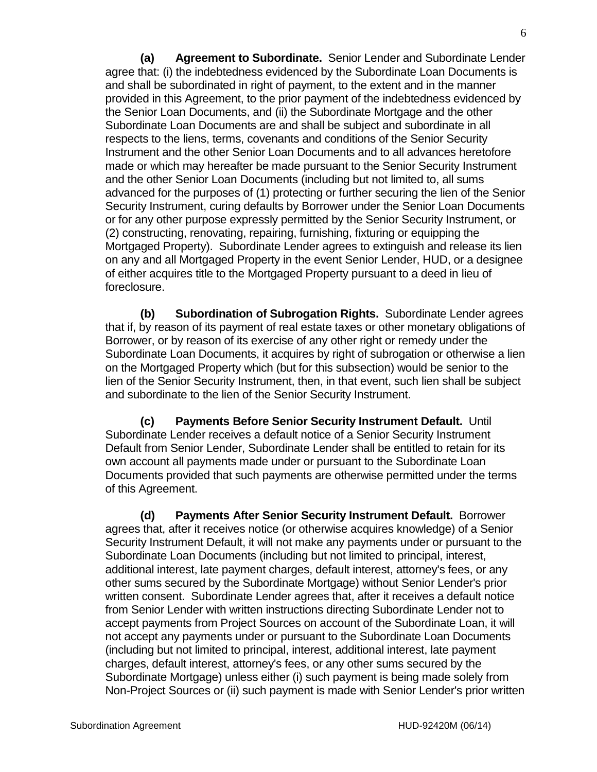**(a) Agreement to Subordinate.** Senior Lender and Subordinate Lender agree that: (i) the indebtedness evidenced by the Subordinate Loan Documents is and shall be subordinated in right of payment, to the extent and in the manner provided in this Agreement, to the prior payment of the indebtedness evidenced by the Senior Loan Documents, and (ii) the Subordinate Mortgage and the other Subordinate Loan Documents are and shall be subject and subordinate in all respects to the liens, terms, covenants and conditions of the Senior Security Instrument and the other Senior Loan Documents and to all advances heretofore made or which may hereafter be made pursuant to the Senior Security Instrument and the other Senior Loan Documents (including but not limited to, all sums advanced for the purposes of (1) protecting or further securing the lien of the Senior Security Instrument, curing defaults by Borrower under the Senior Loan Documents or for any other purpose expressly permitted by the Senior Security Instrument, or (2) constructing, renovating, repairing, furnishing, fixturing or equipping the Mortgaged Property). Subordinate Lender agrees to extinguish and release its lien on any and all Mortgaged Property in the event Senior Lender, HUD, or a designee of either acquires title to the Mortgaged Property pursuant to a deed in lieu of foreclosure.

**(b) Subordination of Subrogation Rights.** Subordinate Lender agrees that if, by reason of its payment of real estate taxes or other monetary obligations of Borrower, or by reason of its exercise of any other right or remedy under the Subordinate Loan Documents, it acquires by right of subrogation or otherwise a lien on the Mortgaged Property which (but for this subsection) would be senior to the lien of the Senior Security Instrument, then, in that event, such lien shall be subject and subordinate to the lien of the Senior Security Instrument.

**(c) Payments Before Senior Security Instrument Default.** Until Subordinate Lender receives a default notice of a Senior Security Instrument Default from Senior Lender, Subordinate Lender shall be entitled to retain for its own account all payments made under or pursuant to the Subordinate Loan Documents provided that such payments are otherwise permitted under the terms of this Agreement.

**(d) Payments After Senior Security Instrument Default.** Borrower agrees that, after it receives notice (or otherwise acquires knowledge) of a Senior Security Instrument Default, it will not make any payments under or pursuant to the Subordinate Loan Documents (including but not limited to principal, interest, additional interest, late payment charges, default interest, attorney's fees, or any other sums secured by the Subordinate Mortgage) without Senior Lender's prior written consent. Subordinate Lender agrees that, after it receives a default notice from Senior Lender with written instructions directing Subordinate Lender not to accept payments from Project Sources on account of the Subordinate Loan, it will not accept any payments under or pursuant to the Subordinate Loan Documents (including but not limited to principal, interest, additional interest, late payment charges, default interest, attorney's fees, or any other sums secured by the Subordinate Mortgage) unless either (i) such payment is being made solely from Non-Project Sources or (ii) such payment is made with Senior Lender's prior written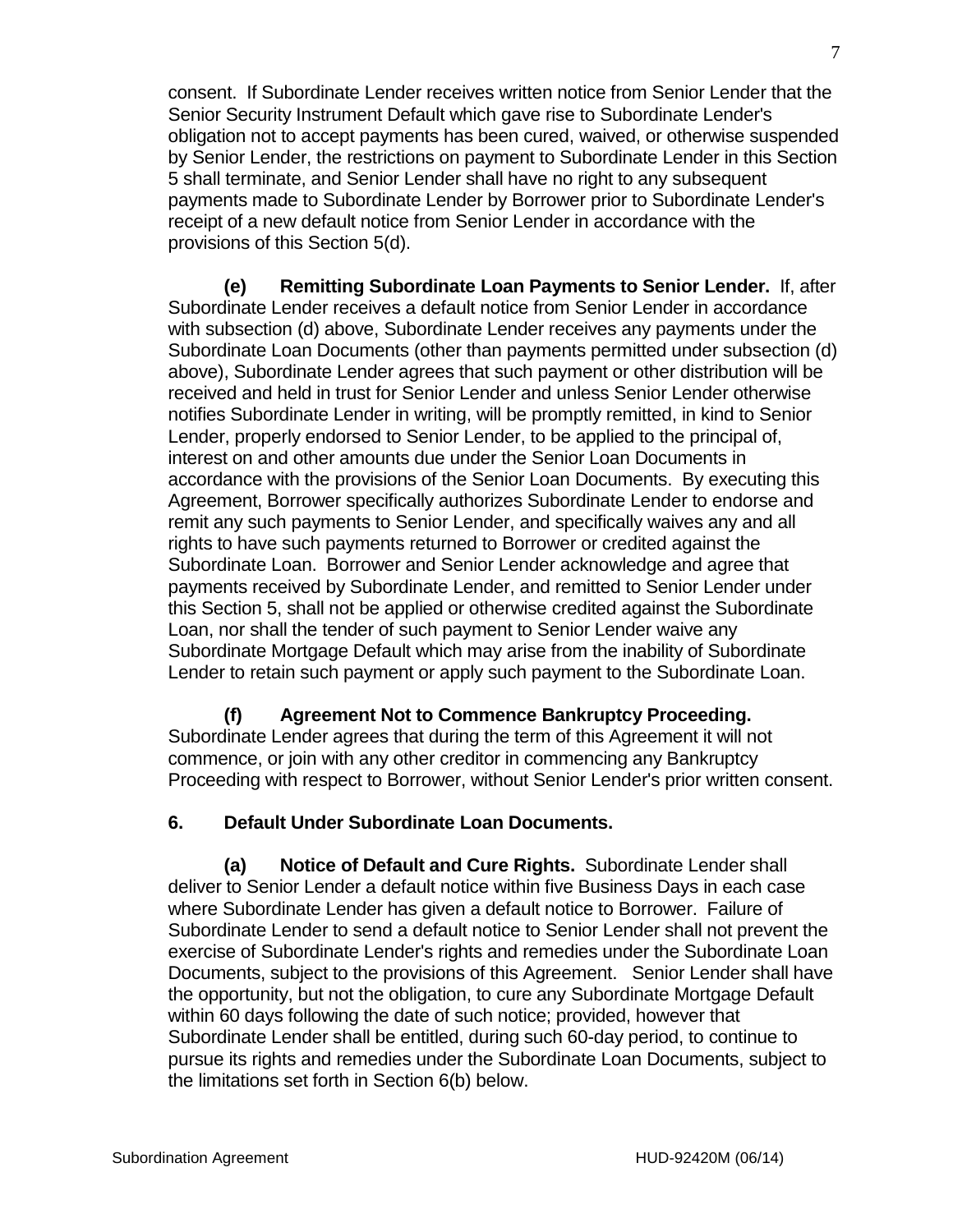consent. If Subordinate Lender receives written notice from Senior Lender that the Senior Security Instrument Default which gave rise to Subordinate Lender's obligation not to accept payments has been cured, waived, or otherwise suspended by Senior Lender, the restrictions on payment to Subordinate Lender in this Section 5 shall terminate, and Senior Lender shall have no right to any subsequent payments made to Subordinate Lender by Borrower prior to Subordinate Lender's receipt of a new default notice from Senior Lender in accordance with the provisions of this Section 5(d).

**(e) Remitting Subordinate Loan Payments to Senior Lender.** If, after Subordinate Lender receives a default notice from Senior Lender in accordance with subsection (d) above, Subordinate Lender receives any payments under the Subordinate Loan Documents (other than payments permitted under subsection (d) above), Subordinate Lender agrees that such payment or other distribution will be received and held in trust for Senior Lender and unless Senior Lender otherwise notifies Subordinate Lender in writing, will be promptly remitted, in kind to Senior Lender, properly endorsed to Senior Lender, to be applied to the principal of, interest on and other amounts due under the Senior Loan Documents in accordance with the provisions of the Senior Loan Documents. By executing this Agreement, Borrower specifically authorizes Subordinate Lender to endorse and remit any such payments to Senior Lender, and specifically waives any and all rights to have such payments returned to Borrower or credited against the Subordinate Loan. Borrower and Senior Lender acknowledge and agree that payments received by Subordinate Lender, and remitted to Senior Lender under this Section 5, shall not be applied or otherwise credited against the Subordinate Loan, nor shall the tender of such payment to Senior Lender waive any Subordinate Mortgage Default which may arise from the inability of Subordinate Lender to retain such payment or apply such payment to the Subordinate Loan.

**(f) Agreement Not to Commence Bankruptcy Proceeding.** Subordinate Lender agrees that during the term of this Agreement it will not commence, or join with any other creditor in commencing any Bankruptcy Proceeding with respect to Borrower, without Senior Lender's prior written consent.

**6. Default Under Subordinate Loan Documents.**

**(a) Notice of Default and Cure Rights.** Subordinate Lender shall deliver to Senior Lender a default notice within five Business Days in each case where Subordinate Lender has given a default notice to Borrower. Failure of Subordinate Lender to send a default notice to Senior Lender shall not prevent the exercise of Subordinate Lender's rights and remedies under the Subordinate Loan Documents, subject to the provisions of this Agreement. Senior Lender shall have the opportunity, but not the obligation, to cure any Subordinate Mortgage Default within 60 days following the date of such notice; provided, however that Subordinate Lender shall be entitled, during such 60-day period, to continue to pursue its rights and remedies under the Subordinate Loan Documents, subject to the limitations set forth in Section 6(b) below.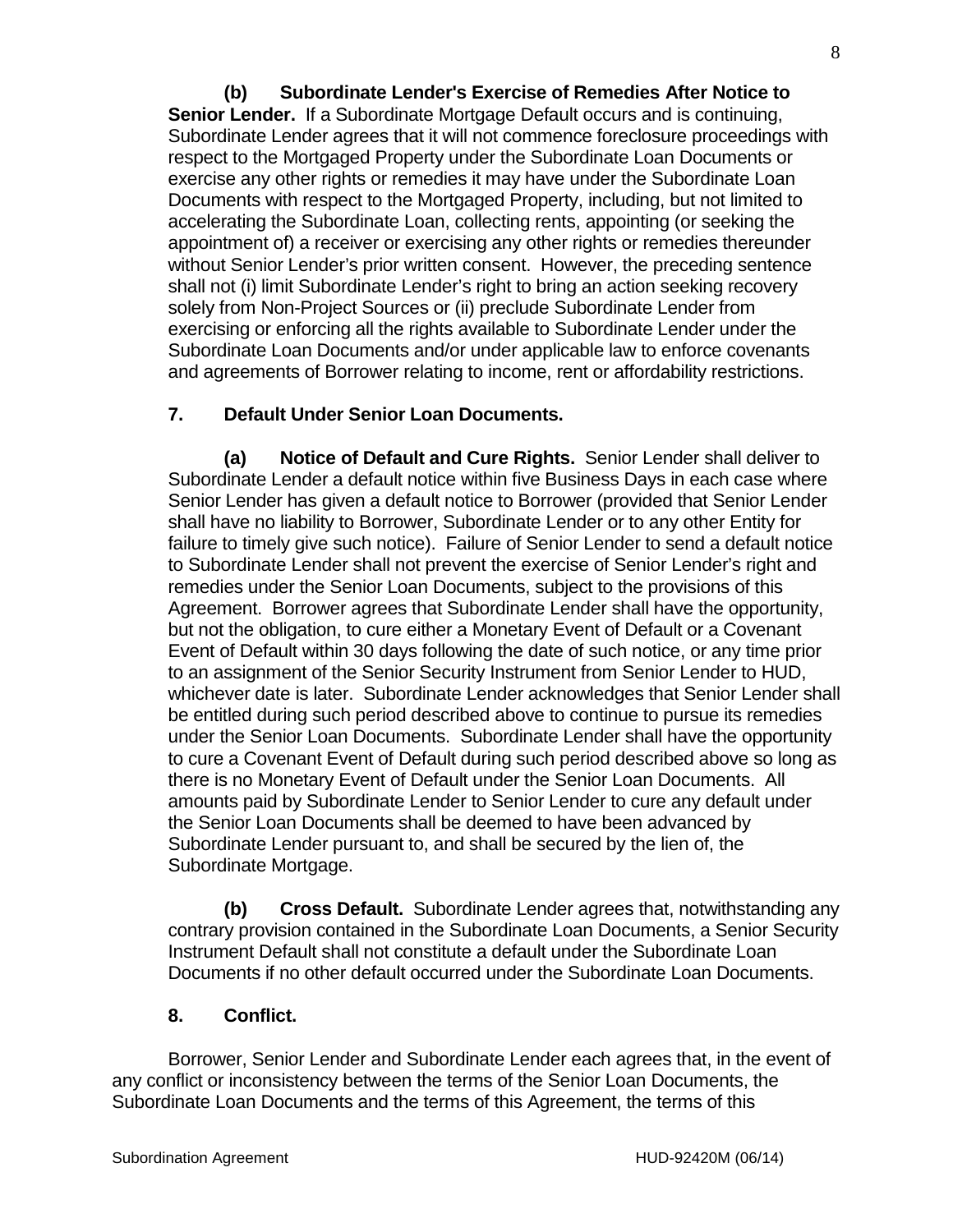**(b) Subordinate Lender's Exercise of Remedies After Notice to Senior Lender.** If a Subordinate Mortgage Default occurs and is continuing, Subordinate Lender agrees that it will not commence foreclosure proceedings with respect to the Mortgaged Property under the Subordinate Loan Documents or exercise any other rights or remedies it may have under the Subordinate Loan Documents with respect to the Mortgaged Property, including, but not limited to accelerating the Subordinate Loan, collecting rents, appointing (or seeking the appointment of) a receiver or exercising any other rights or remedies thereunder without Senior Lender's prior written consent. However, the preceding sentence shall not (i) limit Subordinate Lender's right to bring an action seeking recovery solely from Non-Project Sources or (ii) preclude Subordinate Lender from exercising or enforcing all the rights available to Subordinate Lender under the Subordinate Loan Documents and/or under applicable law to enforce covenants and agreements of Borrower relating to income, rent or affordability restrictions.

## 7. Default Under Senior Loan Documents.

**(a) Notice of Default and Cure Rights.** Senior Lender shall deliver to Subordinate Lender a default notice within five Business Days in each case where Senior Lender has given a default notice to Borrower (provided that Senior Lender shall have no liability to Borrower, Subordinate Lender or to any other Entity for failure to timely give such notice). Failure of Senior Lender to send a default notice to Subordinate Lender shall not prevent the exercise of Senior Lender's right and remedies under the Senior Loan Documents, subject to the provisions of this Agreement. Borrower agrees that Subordinate Lender shall have the opportunity, but not the obligation, to cure either a Monetary Event of Default or a Covenant Event of Default within 30 days following the date of such notice, or any time prior to an assignment of the Senior Security Instrument from Senior Lender to HUD, whichever date is later. Subordinate Lender acknowledges that Senior Lender shall be entitled during such period described above to continue to pursue its remedies under the Senior Loan Documents. Subordinate Lender shall have the opportunity to cure a Covenant Event of Default during such period described above so long as there is no Monetary Event of Default under the Senior Loan Documents. All amounts paid by Subordinate Lender to Senior Lender to cure any default under the Senior Loan Documents shall be deemed to have been advanced by Subordinate Lender pursuant to, and shall be secured by the lien of, the Subordinate Mortgage.

**(b) Cross Default.** Subordinate Lender agrees that, notwithstanding any contrary provision contained in the Subordinate Loan Documents, a Senior Security Instrument Default shall not constitute a default under the Subordinate Loan Documents if no other default occurred under the Subordinate Loan Documents.

## 8. Conflict.

Borrower, Senior Lender and Subordinate Lender each agrees that, in the event of any conflict or inconsistency between the terms of the Senior Loan Documents, the Subordinate Loan Documents and the terms of this Agreement, the terms of this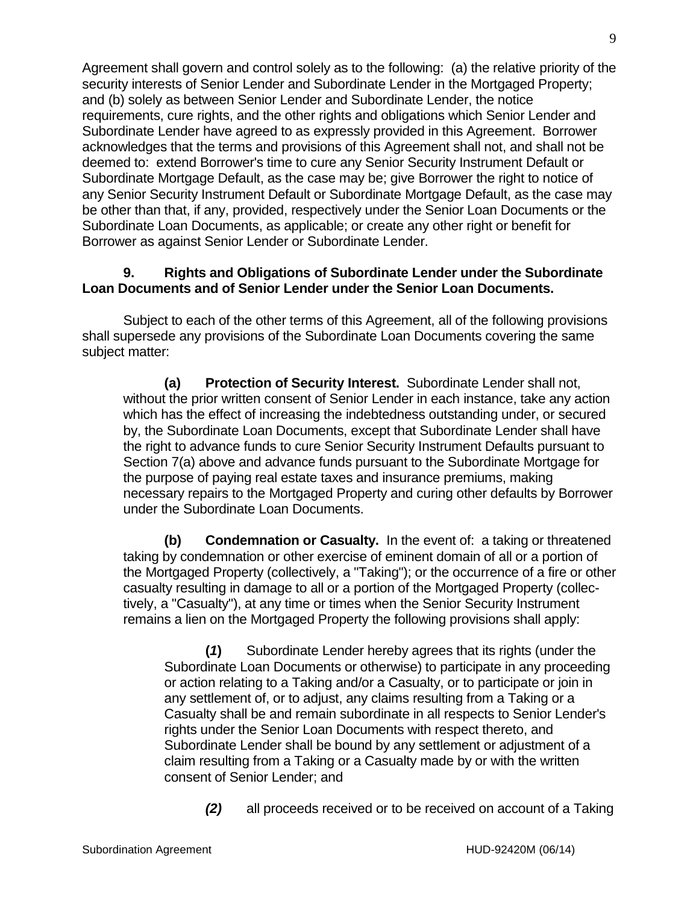Agreement shall govern and control solely as to the following: (a) the relative priority of the security interests of Senior Lender and Subordinate Lender in the Mortgaged Property; and (b) solely as between Senior Lender and Subordinate Lender, the notice requirements, cure rights, and the other rights and obligations which Senior Lender and Subordinate Lender have agreed to as expressly provided in this Agreement. Borrower acknowledges that the terms and provisions of this Agreement shall not, and shall not be deemed to: extend Borrower's time to cure any Senior Security Instrument Default or Subordinate Mortgage Default, as the case may be; give Borrower the right to notice of any Senior Security Instrument Default or Subordinate Mortgage Default, as the case may be other than that, if any, provided, respectively under the Senior Loan Documents or the Subordinate Loan Documents, as applicable; or create any other right or benefit for Borrower as against Senior Lender or Subordinate Lender.

**9. Rights and Obligations of Subordinate Lender under the Subordinate Loan Documents and of Senior Lender under the Senior Loan Documents.**

Subject to each of the other terms of this Agreement, all of the following provisions shall supersede any provisions of the Subordinate Loan Documents covering the same subject matter:

**(a) Protection of Security Interest.** Subordinate Lender shall not, without the prior written consent of Senior Lender in each instance, take any action which has the effect of increasing the indebtedness outstanding under, or secured by, the Subordinate Loan Documents, except that Subordinate Lender shall have the right to advance funds to cure Senior Security Instrument Defaults pursuant to Section 7(a) above and advance funds pursuant to the Subordinate Mortgage for the purpose of paying real estate taxes and insurance premiums, making necessary repairs to the Mortgaged Property and curing other defaults by Borrower under the Subordinate Loan Documents.

**(b) Condemnation or Casualty.** In the event of: a taking or threatened taking by condemnation or other exercise of eminent domain of all or a portion of the Mortgaged Property (collectively, a "Taking"); or the occurrence of a fire or other casualty resulting in damage to all or a portion of the Mortgaged Property (collectively, a "Casualty"), at any time or times when the Senior Security Instrument remains a lien on the Mortgaged Property the following provisions shall apply:

**(*1*)** Subordinate Lender hereby agrees that its rights (under the Subordinate Loan Documents or otherwise) to participate in any proceeding or action relating to a Taking and/or a Casualty, or to participate or join in any settlement of, or to adjust, any claims resulting from a Taking or a Casualty shall be and remain subordinate in all respects to Senior Lender's rights under the Senior Loan Documents with respect thereto, and Subordinate Lender shall be bound by any settlement or adjustment of a claim resulting from a Taking or a Casualty made by or with the written consent of Senior Lender; and

***(2)*** all proceeds received or to be received on account of a Taking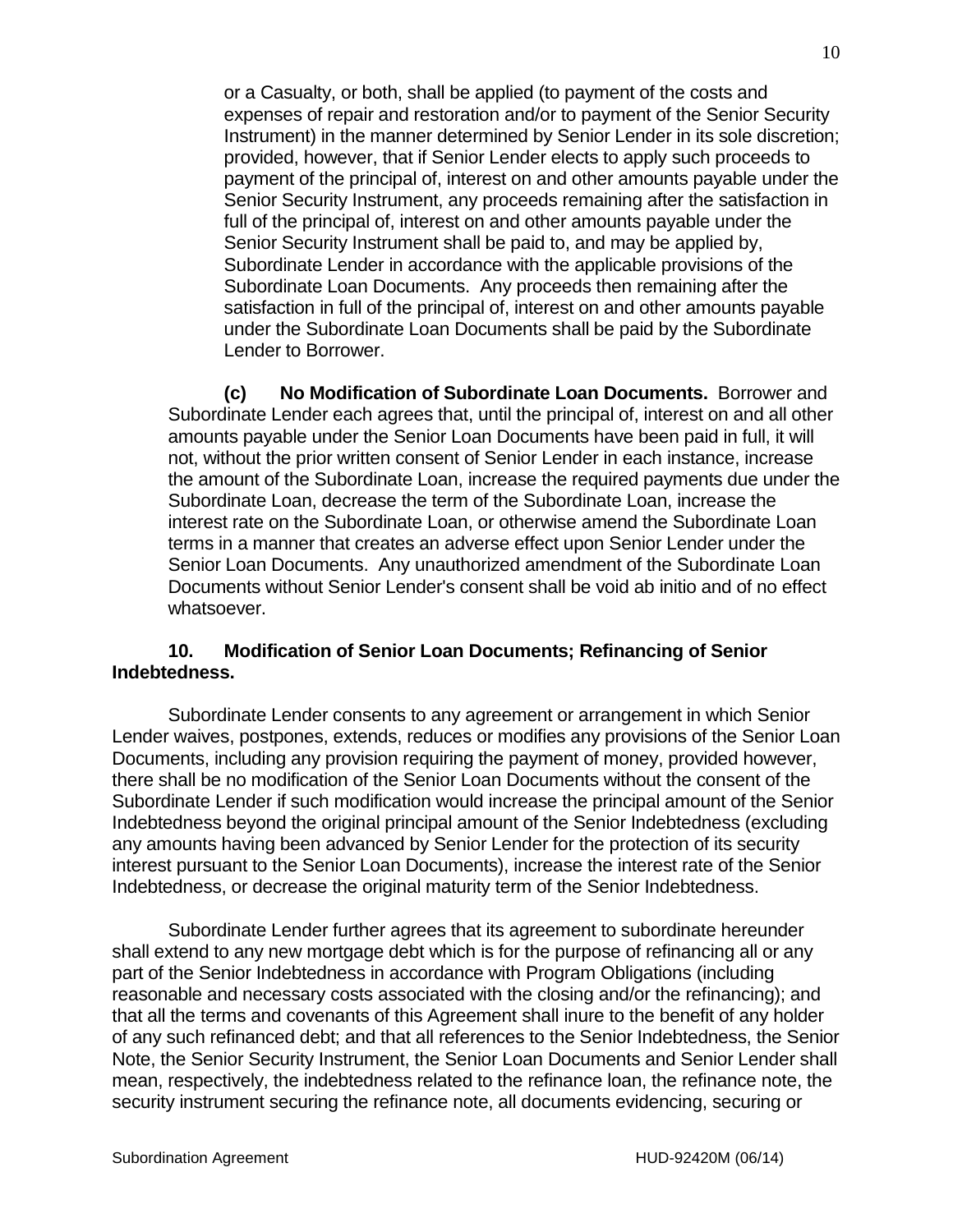or a Casualty, or both, shall be applied (to payment of the costs and expenses of repair and restoration and/or to payment of the Senior Security Instrument) in the manner determined by Senior Lender in its sole discretion; provided, however, that if Senior Lender elects to apply such proceeds to payment of the principal of, interest on and other amounts payable under the Senior Security Instrument, any proceeds remaining after the satisfaction in full of the principal of, interest on and other amounts payable under the Senior Security Instrument shall be paid to, and may be applied by, Subordinate Lender in accordance with the applicable provisions of the Subordinate Loan Documents. Any proceeds then remaining after the satisfaction in full of the principal of, interest on and other amounts payable under the Subordinate Loan Documents shall be paid by the Subordinate Lender to Borrower.

**(c) No Modification of Subordinate Loan Documents.** Borrower and Subordinate Lender each agrees that, until the principal of, interest on and all other amounts payable under the Senior Loan Documents have been paid in full, it will not, without the prior written consent of Senior Lender in each instance, increase the amount of the Subordinate Loan, increase the required payments due under the Subordinate Loan, decrease the term of the Subordinate Loan, increase the interest rate on the Subordinate Loan, or otherwise amend the Subordinate Loan terms in a manner that creates an adverse effect upon Senior Lender under the Senior Loan Documents. Any unauthorized amendment of the Subordinate Loan Documents without Senior Lender's consent shall be void ab initio and of no effect whatsoever.

**10. Modification of Senior Loan Documents; Refinancing of Senior Indebtedness.**

Subordinate Lender consents to any agreement or arrangement in which Senior Lender waives, postpones, extends, reduces or modifies any provisions of the Senior Loan Documents, including any provision requiring the payment of money, provided however, there shall be no modification of the Senior Loan Documents without the consent of the Subordinate Lender if such modification would increase the principal amount of the Senior Indebtedness beyond the original principal amount of the Senior Indebtedness (excluding any amounts having been advanced by Senior Lender for the protection of its security interest pursuant to the Senior Loan Documents), increase the interest rate of the Senior Indebtedness, or decrease the original maturity term of the Senior Indebtedness.

Subordinate Lender further agrees that its agreement to subordinate hereunder shall extend to any new mortgage debt which is for the purpose of refinancing all or any part of the Senior Indebtedness in accordance with Program Obligations (including reasonable and necessary costs associated with the closing and/or the refinancing); and that all the terms and covenants of this Agreement shall inure to the benefit of any holder of any such refinanced debt; and that all references to the Senior Indebtedness, the Senior Note, the Senior Security Instrument, the Senior Loan Documents and Senior Lender shall mean, respectively, the indebtedness related to the refinance loan, the refinance note, the security instrument securing the refinance note, all documents evidencing, securing or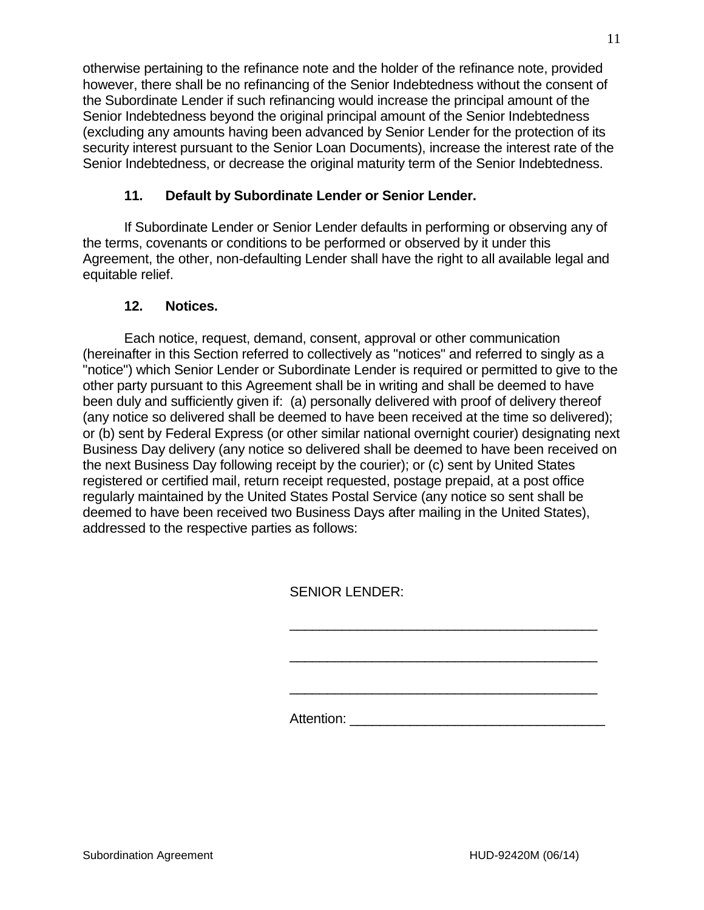otherwise pertaining to the refinance note and the holder of the refinance note, provided however, there shall be no refinancing of the Senior Indebtedness without the consent of the Subordinate Lender if such refinancing would increase the principal amount of the Senior Indebtedness beyond the original principal amount of the Senior Indebtedness (excluding any amounts having been advanced by Senior Lender for the protection of its security interest pursuant to the Senior Loan Documents), increase the interest rate of the Senior Indebtedness, or decrease the original maturity term of the Senior Indebtedness.

**11. Default by Subordinate Lender or Senior Lender.**

If Subordinate Lender or Senior Lender defaults in performing or observing any of the terms, covenants or conditions to be performed or observed by it under this Agreement, the other, non-defaulting Lender shall have the right to all available legal and equitable relief.

**12. Notices.**

Each notice, request, demand, consent, approval or other communication (hereinafter in this Section referred to collectively as "notices" and referred to singly as a "notice") which Senior Lender or Subordinate Lender is required or permitted to give to the other party pursuant to this Agreement shall be in writing and shall be deemed to have been duly and sufficiently given if: (a) personally delivered with proof of delivery thereof (any notice so delivered shall be deemed to have been received at the time so delivered); or (b) sent by Federal Express (or other similar national overnight courier) designating next Business Day delivery (any notice so delivered shall be deemed to have been received on the next Business Day following receipt by the courier); or (c) sent by United States registered or certified mail, return receipt requested, postage prepaid, at a post office regularly maintained by the United States Postal Service (any notice so sent shall be deemed to have been received two Business Days after mailing in the United States), addressed to the respective parties as follows:

SENIOR LENDER:

______________________________________

______________________________________

______________________________________

Attention: ______________________________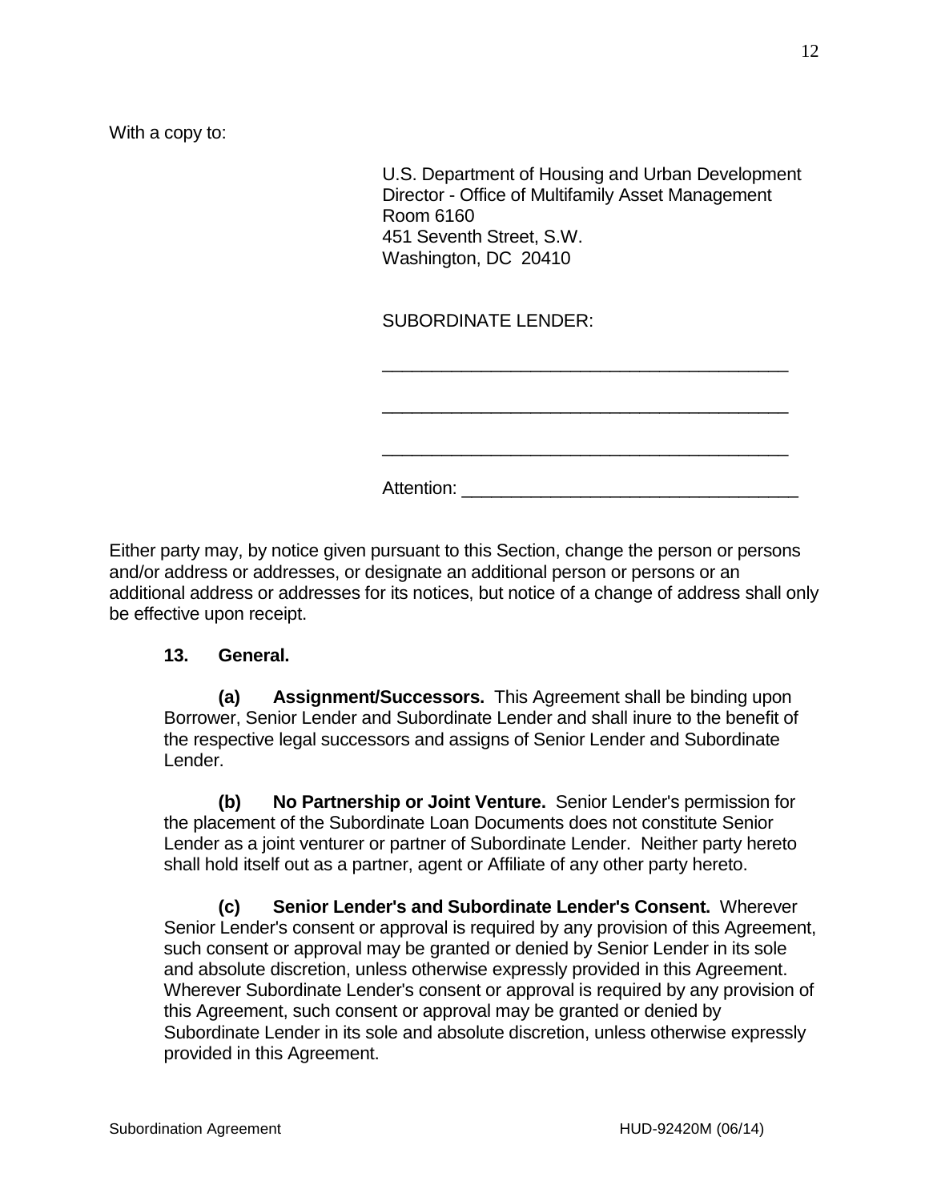With a copy to:

U.S. Department of Housing and Urban Development
Director - Office of Multifamily Asset Management
Room 6160
451 Seventh Street, S.W.
Washington, DC 20410

SUBORDINATE LENDER:

\_\_\_\_\_\_\_\_\_\_\_\_\_\_\_\_\_\_\_\_\_\_\_\_\_\_\_\_\_\_\_\_\_\_\_\_\_\_\_\_

\_\_\_\_\_\_\_\_\_\_\_\_\_\_\_\_\_\_\_\_\_\_\_\_\_\_\_\_\_\_\_\_\_\_\_\_\_\_\_\_

\_\_\_\_\_\_\_\_\_\_\_\_\_\_\_\_\_\_\_\_\_\_\_\_\_\_\_\_\_\_\_\_\_\_\_\_\_\_\_\_

Attention: \_\_\_\_\_\_\_\_\_\_\_\_\_\_\_\_\_\_\_\_\_\_\_\_\_\_\_\_\_\_\_\_\_

Either party may, by notice given pursuant to this Section, change the person or persons and/or address or addresses, or designate an additional person or persons or an additional address or addresses for its notices, but notice of a change of address shall only be effective upon receipt.

**13. General.**

**(a) Assignment/Successors.** This Agreement shall be binding upon Borrower, Senior Lender and Subordinate Lender and shall inure to the benefit of the respective legal successors and assigns of Senior Lender and Subordinate Lender.

**(b) No Partnership or Joint Venture.** Senior Lender's permission for the placement of the Subordinate Loan Documents does not constitute Senior Lender as a joint venturer or partner of Subordinate Lender. Neither party hereto shall hold itself out as a partner, agent or Affiliate of any other party hereto.

**(c) Senior Lender's and Subordinate Lender's Consent.** Wherever Senior Lender's consent or approval is required by any provision of this Agreement, such consent or approval may be granted or denied by Senior Lender in its sole and absolute discretion, unless otherwise expressly provided in this Agreement. Wherever Subordinate Lender's consent or approval is required by any provision of this Agreement, such consent or approval may be granted or denied by Subordinate Lender in its sole and absolute discretion, unless otherwise expressly provided in this Agreement.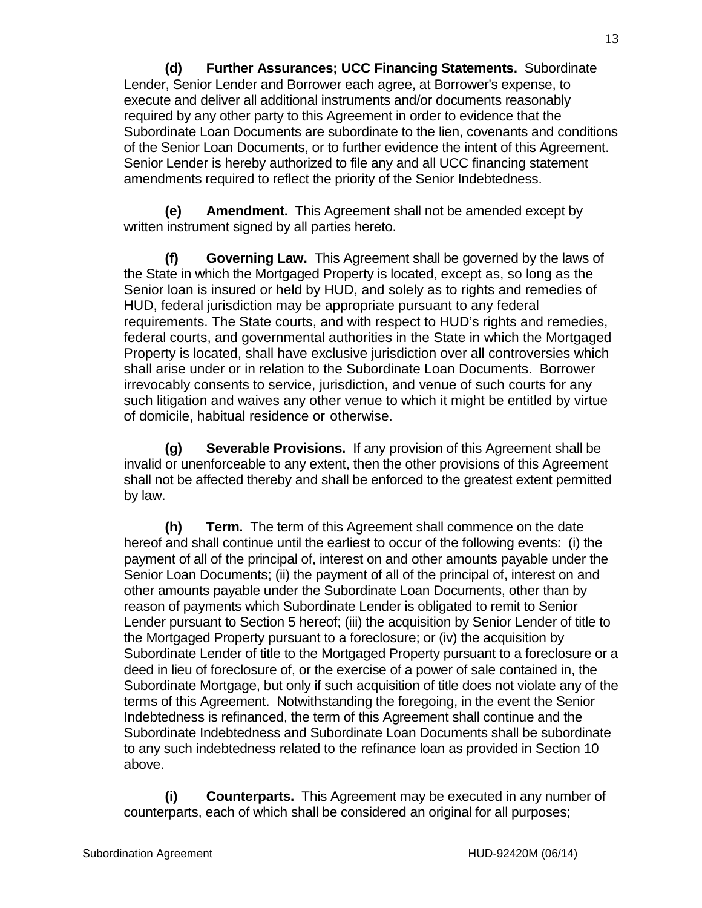**(d) Further Assurances; UCC Financing Statements.** Subordinate Lender, Senior Lender and Borrower each agree, at Borrower's expense, to execute and deliver all additional instruments and/or documents reasonably required by any other party to this Agreement in order to evidence that the Subordinate Loan Documents are subordinate to the lien, covenants and conditions of the Senior Loan Documents, or to further evidence the intent of this Agreement. Senior Lender is hereby authorized to file any and all UCC financing statement amendments required to reflect the priority of the Senior Indebtedness.

**(e) Amendment.** This Agreement shall not be amended except by written instrument signed by all parties hereto.

**(f) Governing Law.** This Agreement shall be governed by the laws of the State in which the Mortgaged Property is located, except as, so long as the Senior loan is insured or held by HUD, and solely as to rights and remedies of HUD, federal jurisdiction may be appropriate pursuant to any federal requirements. The State courts, and with respect to HUD's rights and remedies, federal courts, and governmental authorities in the State in which the Mortgaged Property is located, shall have exclusive jurisdiction over all controversies which shall arise under or in relation to the Subordinate Loan Documents. Borrower irrevocably consents to service, jurisdiction, and venue of such courts for any such litigation and waives any other venue to which it might be entitled by virtue of domicile, habitual residence or otherwise.

**(g) Severable Provisions.** If any provision of this Agreement shall be invalid or unenforceable to any extent, then the other provisions of this Agreement shall not be affected thereby and shall be enforced to the greatest extent permitted by law.

**(h) Term.** The term of this Agreement shall commence on the date hereof and shall continue until the earliest to occur of the following events: (i) the payment of all of the principal of, interest on and other amounts payable under the Senior Loan Documents; (ii) the payment of all of the principal of, interest on and other amounts payable under the Subordinate Loan Documents, other than by reason of payments which Subordinate Lender is obligated to remit to Senior Lender pursuant to Section 5 hereof; (iii) the acquisition by Senior Lender of title to the Mortgaged Property pursuant to a foreclosure; or (iv) the acquisition by Subordinate Lender of title to the Mortgaged Property pursuant to a foreclosure or a deed in lieu of foreclosure of, or the exercise of a power of sale contained in, the Subordinate Mortgage, but only if such acquisition of title does not violate any of the terms of this Agreement. Notwithstanding the foregoing, in the event the Senior Indebtedness is refinanced, the term of this Agreement shall continue and the Subordinate Indebtedness and Subordinate Loan Documents shall be subordinate to any such indebtedness related to the refinance loan as provided in Section 10 above.

**(i) Counterparts.** This Agreement may be executed in any number of counterparts, each of which shall be considered an original for all purposes;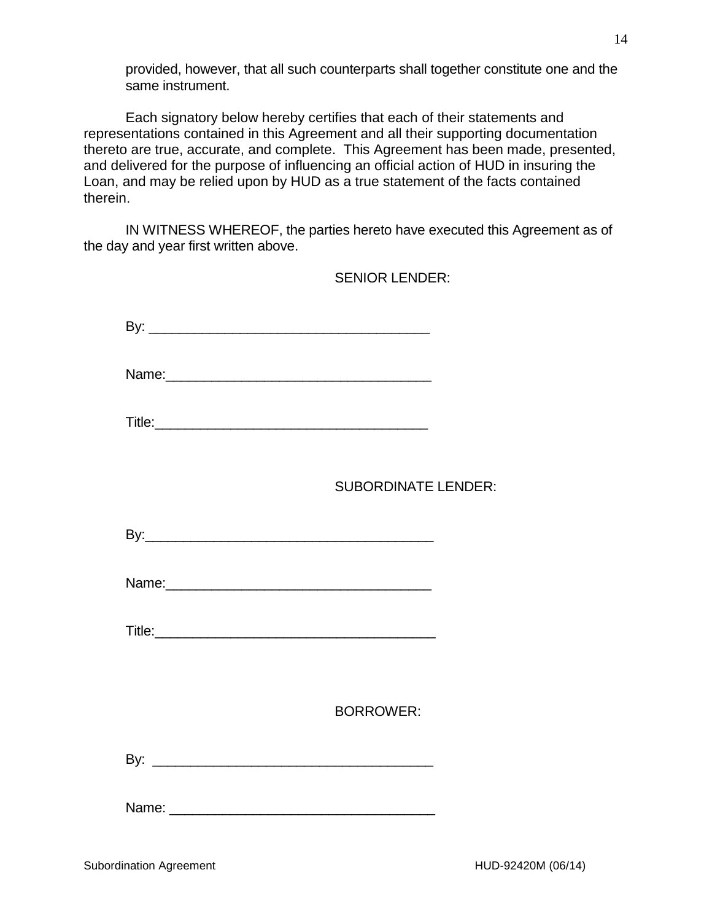provided, however, that all such counterparts shall together constitute one and the same instrument.

Each signatory below hereby certifies that each of their statements and representations contained in this Agreement and all their supporting documentation thereto are true, accurate, and complete. This Agreement has been made, presented, and delivered for the purpose of influencing an official action of HUD in insuring the Loan, and may be relied upon by HUD as a true statement of the facts contained therein.

IN WITNESS WHEREOF, the parties hereto have executed this Agreement as of the day and year first written above.

SENIOR LENDER:

By: ____________________________________

Name:__________________________________

Title:___________________________________

SUBORDINATE LENDER:

By:_____________________________________

Name:__________________________________

Title:___________________________________

BORROWER:

By: ____________________________________

Name: __________________________________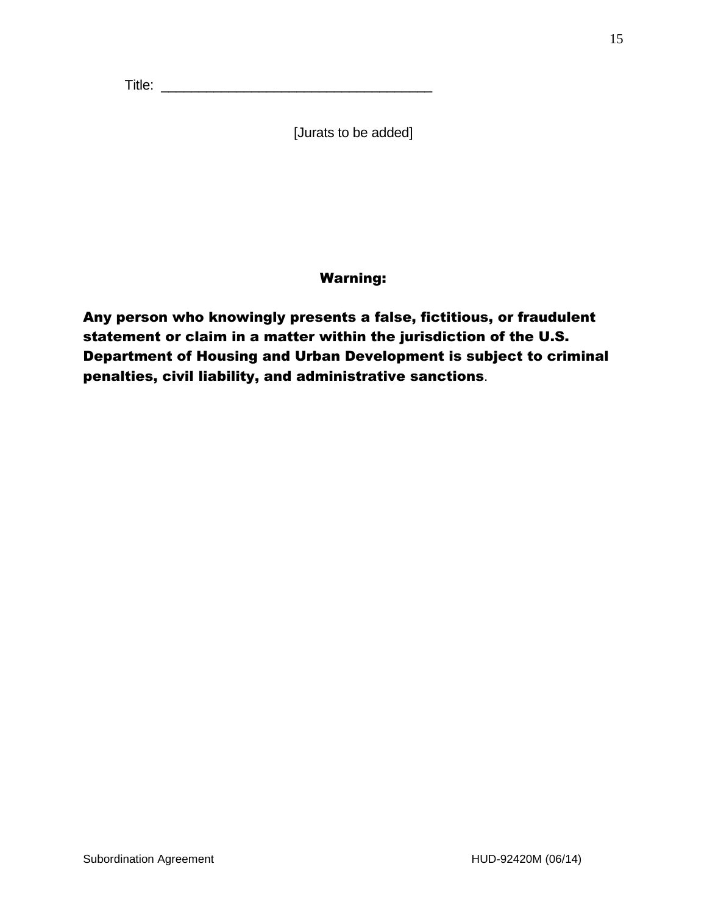Title: ___________________________________

[Jurats to be added]

**Warning:**

**Any person who knowingly presents a false, fictitious, or fraudulent statement or claim in a matter within the jurisdiction of the U.S. Department of Housing and Urban Development is subject to criminal penalties, civil liability, and administrative sanctions**.